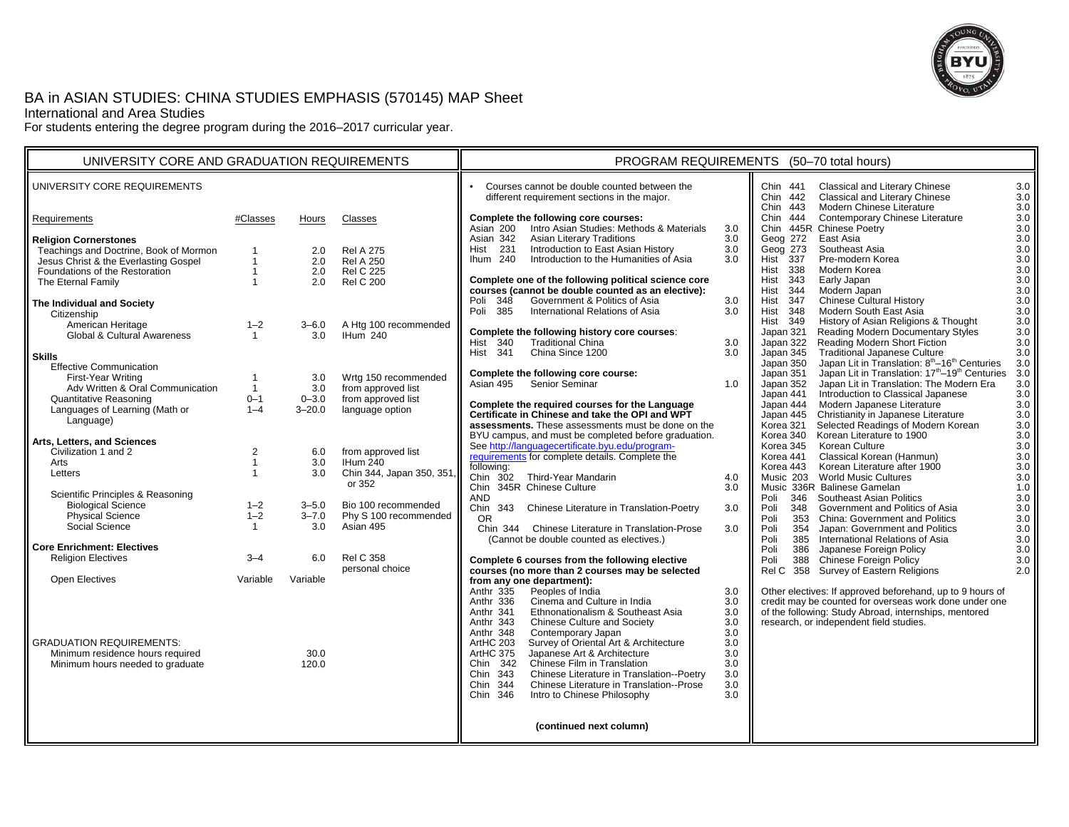# BA in ASIAN STUDIES: CHINA STUDIES EMPHASIS (570145) MAP Sheet

International and Area Studies

For students entering the degree program during the 2016–2017 curricular year.

## UNIVERSITY CORE AND GRADUATION REQUIREMENTS

### UNIVERSITY CORE REQUIREMENTS

| Requirements | #Classes | Hours | Classes |
|---|---|---|---|
| **Religion Cornerstones** | | | |
| Teachings and Doctrine, Book of Mormon | 1 | 2.0 | Rel A 275 |
| Jesus Christ & the Everlasting Gospel | 1 | 2.0 | Rel A 250 |
| Foundations of the Restoration | 1 | 2.0 | Rel C 225 |
| The Eternal Family | 1 | 2.0 | Rel C 200 |
| **The Individual and Society** | | | |
| Citizenship | | | |
| American Heritage | 1–2 | 3–6.0 | A Htg 100 recommended |
| Global & Cultural Awareness | 1 | 3.0 | IHum 240 |
| **Skills** | | | |
| Effective Communication | | | |
| First-Year Writing | 1 | 3.0 | Wrtg 150 recommended |
| Adv Written & Oral Communication | 1 | 3.0 | from approved list |
| Quantitative Reasoning | 0–1 | 0–3.0 | from approved list |
| Languages of Learning (Math or Language) | 1–4 | 3–20.0 | language option |
| **Arts, Letters, and Sciences** | | | |
| Civilization 1 and 2 | 2 | 6.0 | from approved list |
| Arts | 1 | 3.0 | IHum 240 |
| Letters | 1 | 3.0 | Chin 344, Japan 350, 351, or 352 |
| Scientific Principles & Reasoning | | | |
| Biological Science | 1–2 | 3–5.0 | Bio 100 recommended |
| Physical Science | 1–2 | 3–7.0 | Phy S 100 recommended |
| Social Science | 1 | 3.0 | Asian 495 |
| **Core Enrichment: Electives** | | | |
| Religion Electives | 3–4 | 6.0 | Rel C 358 personal choice |
| Open Electives | Variable | Variable | |

### GRADUATION REQUIREMENTS:

| | |
|---|---|
| Minimum residence hours required | 30.0 |
| Minimum hours needed to graduate | 120.0 |

## PROGRAM REQUIREMENTS (50–70 total hours)

- Courses cannot be double counted between the different requirement sections in the major.

**Complete the following core courses:**

| Course | Title | Hours |
|---|---|---|
| Asian 200 | Intro Asian Studies: Methods & Materials | 3.0 |
| Asian 342 | Asian Literary Traditions | 3.0 |
| Hist 231 | Introduction to East Asian History | 3.0 |
| Ihum 240 | Introduction to the Humanities of Asia | 3.0 |

**Complete one of the following political science core courses (cannot be double counted as an elective):**

| Course | Title | Hours |
|---|---|---|
| Poli 348 | Government & Politics of Asia | 3.0 |
| Poli 385 | International Relations of Asia | 3.0 |

**Complete the following history core courses**:

| Course | Title | Hours |
|---|---|---|
| Hist 340 | Traditional China | 3.0 |
| Hist 341 | China Since 1200 | 3.0 |

**Complete the following core course:**

| Course | Title | Hours |
|---|---|---|
| Asian 495 | Senior Seminar | 1.0 |

**Complete the required courses for the Language Certificate in Chinese and take the OPI and WPT assessments.** These assessments must be done on the BYU campus, and must be completed before graduation. See http://languagecertificate.byu.edu/program-requirements for complete details. Complete the following:

| Course | Title | Hours |
|---|---|---|
| Chin 302 | Third-Year Mandarin | 4.0 |
| Chin 345R | Chinese Culture | 3.0 |
| AND | | |
| Chin 343 | Chinese Literature in Translation-Poetry | 3.0 |
| OR | | |
| Chin 344 | Chinese Literature in Translation-Prose | 3.0 |

(Cannot be double counted as electives.)

**Complete 6 courses from the following elective courses (no more than 2 courses may be selected from any one department):**

| Course | Title | Hours |
|---|---|---|
| Anthr 335 | Peoples of India | 3.0 |
| Anthr 336 | Cinema and Culture in India | 3.0 |
| Anthr 341 | Ethnonationalism & Southeast Asia | 3.0 |
| Anthr 343 | Chinese Culture and Society | 3.0 |
| Anthr 348 | Contemporary Japan | 3.0 |
| ArtHC 203 | Survey of Oriental Art & Architecture | 3.0 |
| ArtHC 375 | Japanese Art & Architecture | 3.0 |
| Chin 342 | Chinese Film in Translation | 3.0 |
| Chin 343 | Chinese Literature in Translation--Poetry | 3.0 |
| Chin 344 | Chinese Literature in Translation--Prose | 3.0 |
| Chin 346 | Intro to Chinese Philosophy | 3.0 |
| Chin 441 | Classical and Literary Chinese | 3.0 |
| Chin 442 | Classical and Literary Chinese | 3.0 |
| Chin 443 | Modern Chinese Literature | 3.0 |
| Chin 444 | Contemporary Chinese Literature | 3.0 |
| Chin 445R | Chinese Poetry | 3.0 |
| Geog 272 | East Asia | 3.0 |
| Geog 273 | Southeast Asia | 3.0 |
| Hist 337 | Pre-modern Korea | 3.0 |
| Hist 338 | Modern Korea | 3.0 |
| Hist 343 | Early Japan | 3.0 |
| Hist 344 | Modern Japan | 3.0 |
| Hist 347 | Chinese Cultural History | 3.0 |
| Hist 348 | Modern South East Asia | 3.0 |
| Hist 349 | History of Asian Religions & Thought | 3.0 |
| Japan 321 | Reading Modern Documentary Styles | 3.0 |
| Japan 322 | Reading Modern Short Fiction | 3.0 |
| Japan 345 | Traditional Japanese Culture | 3.0 |
| Japan 350 | Japan Lit in Translation: 8th–16th Centuries | 3.0 |
| Japan 351 | Japan Lit in Translation: 17th–19th Centuries | 3.0 |
| Japan 352 | Japan Lit in Translation: The Modern Era | 3.0 |
| Japan 441 | Introduction to Classical Japanese | 3.0 |
| Japan 444 | Modern Japanese Literature | 3.0 |
| Japan 445 | Christianity in Japanese Literature | 3.0 |
| Korea 321 | Selected Readings of Modern Korean | 3.0 |
| Korea 340 | Korean Literature to 1900 | 3.0 |
| Korea 345 | Korean Culture | 3.0 |
| Korea 441 | Classical Korean (Hanmun) | 3.0 |
| Korea 443 | Korean Literature after 1900 | 3.0 |
| Music 203 | World Music Cultures | 3.0 |
| Music 336R | Balinese Gamelan | 1.0 |
| Poli 346 | Southeast Asian Politics | 3.0 |
| Poli 348 | Government and Politics of Asia | 3.0 |
| Poli 353 | China: Government and Politics | 3.0 |
| Poli 354 | Japan: Government and Politics | 3.0 |
| Poli 385 | International Relations of Asia | 3.0 |
| Poli 386 | Japanese Foreign Policy | 3.0 |
| Poli 388 | Chinese Foreign Policy | 3.0 |
| Rel C 358 | Survey of Eastern Religions | 2.0 |

Other electives: If approved beforehand, up to 9 hours of credit may be counted for overseas work done under one of the following: Study Abroad, internships, mentored research, or independent field studies.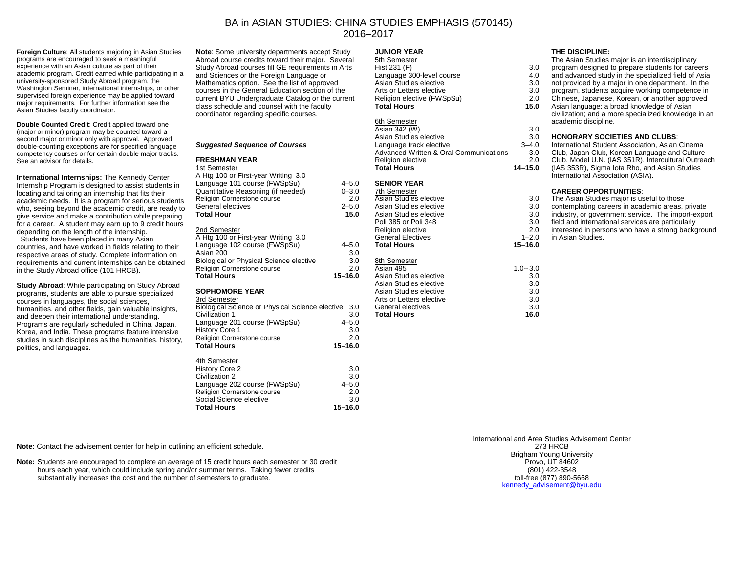# BA in ASIAN STUDIES: CHINA STUDIES EMPHASIS (570145)
## 2016–2017

**Foreign Culture**: All students majoring in Asian Studies programs are encouraged to seek a meaningful experience with an Asian culture as part of their academic program. Credit earned while participating in a university-sponsored Study Abroad program, the Washington Seminar, international internships, or other supervised foreign experience may be applied toward major requirements. For further information see the Asian Studies faculty coordinator.

**Double Counted Credit**: Credit applied toward one (major or minor) program may be counted toward a second major or minor only with approval. Approved double-counting exceptions are for specified language competency courses or for certain double major tracks. See an advisor for details.

**International Internships:** The Kennedy Center Internship Program is designed to assist students in locating and tailoring an internship that fits their academic needs. It is a program for serious students who, seeing beyond the academic credit, are ready to give service and make a contribution while preparing for a career. A student may earn up to 9 credit hours depending on the length of the internship.

Students have been placed in many Asian countries, and have worked in fields relating to their respective areas of study. Complete information on requirements and current internships can be obtained in the Study Abroad office (101 HRCB).

**Study Abroad**: While participating on Study Abroad programs, students are able to pursue specialized courses in languages, the social sciences, humanities, and other fields, gain valuable insights, and deepen their international understanding. Programs are regularly scheduled in China, Japan, Korea, and India. These programs feature intensive studies in such disciplines as the humanities, history, politics, and languages.

**Note**: Some university departments accept Study Abroad course credits toward their major. Several Study Abroad courses fill GE requirements in Arts and Sciences or the Foreign Language or Mathematics option. See the list of approved courses in the General Education section of the current BYU Undergraduate Catalog or the current class schedule and counsel with the faculty coordinator regarding specific courses.

### *Suggested Sequence of Courses*

### FRESHMAN YEAR

| 1st Semester | |
|---|---|
| A Htg 100 or First-year Writing | 3.0 |
| Language 101 course (FWSpSu) | 4–5.0 |
| Quantitative Reasoning (if needed) | 0–3.0 |
| Religion Cornerstone course | 2.0 |
| General electives | 2–5.0 |
| **Total Hour** | **15.0** |

| 2nd Semester | |
|---|---|
| A Htg 100 or First-year Writing | 3.0 |
| Language 102 course (FWSpSu) | 4–5.0 |
| Asian 200 | 3.0 |
| Biological or Physical Science elective | 3.0 |
| Religion Cornerstone course | 2.0 |
| **Total Hours** | **15–16.0** |

### SOPHOMORE YEAR

| 3rd Semester | |
|---|---|
| Biological Science or Physical Science elective | 3.0 |
| Civilization 1 | 3.0 |
| Language 201 course (FWSpSu) | 4–5.0 |
| History Core 1 | 3.0 |
| Religion Cornerstone course | 2.0 |
| **Total Hours** | **15–16.0** |

| 4th Semester | |
|---|---|
| History Core 2 | 3.0 |
| Civilization 2 | 3.0 |
| Language 202 course (FWSpSu) | 4–5.0 |
| Religion Cornerstone course | 2.0 |
| Social Science elective | 3.0 |
| **Total Hours** | **15–16.0** |

### JUNIOR YEAR

| 5th Semester | |
|---|---|
| Hist 231 (F) | 3.0 |
| Language 300-level course | 4.0 |
| Asian Studies elective | 3.0 |
| Arts or Letters elective | 3.0 |
| Religion elective (FWSpSu) | 2.0 |
| **Total Hours** | **15.0** |

| 6th Semester | |
|---|---|
| Asian 342 (W) | 3.0 |
| Asian Studies elective | 3.0 |
| Language track elective | 3–4.0 |
| Advanced Written & Oral Communications | 3.0 |
| Religion elective | 2.0 |
| **Total Hours** | **14–15.0** |

### SENIOR YEAR

| 7th Semester | |
|---|---|
| Asian Studies elective | 3.0 |
| Asian Studies elective | 3.0 |
| Asian Studies elective | 3.0 |
| Poli 385 or Poli 348 | 3.0 |
| Religion elective | 2.0 |
| General Electives | 1–2.0 |
| **Total Hours** | **15–16.0** |

| 8th Semester | |
|---|---|
| Asian 495 | 1.0--3.0 |
| Asian Studies elective | 3.0 |
| Asian Studies elective | 3.0 |
| Asian Studies elective | 3.0 |
| Arts or Letters elective | 3.0 |
| General electives | 3.0 |
| **Total Hours** | **16.0** |

**THE DISCIPLINE:**
The Asian Studies major is an interdisciplinary program designed to prepare students for careers and advanced study in the specialized field of Asia not provided by a major in one department. In the program, students acquire working competence in Chinese, Japanese, Korean, or another approved Asian language; a broad knowledge of Asian civilization; and a more specialized knowledge in an academic discipline.

**HONORARY SOCIETIES AND CLUBS**:
International Student Association, Asian Cinema Club, Japan Club, Korean Language and Culture Club, Model U.N. (IAS 351R), Intercultural Outreach (IAS 353R), Sigma Iota Rho, and Asian Studies International Association (ASIA).

**CAREER OPPORTUNITIES**:
The Asian Studies major is useful to those contemplating careers in academic areas, private industry, or government service. The import-export field and international services are particularly interested in persons who have a strong background in Asian Studies.

**Note:** Contact the advisement center for help in outlining an efficient schedule.

**Note:** Students are encouraged to complete an average of 15 credit hours each semester or 30 credit hours each year, which could include spring and/or summer terms. Taking fewer credits substantially increases the cost and the number of semesters to graduate.

International and Area Studies Advisement Center
273 HRCB
Brigham Young University
Provo, UT 84602
(801) 422-3548
toll-free (877) 890-5668
kennedy_advisement@byu.edu